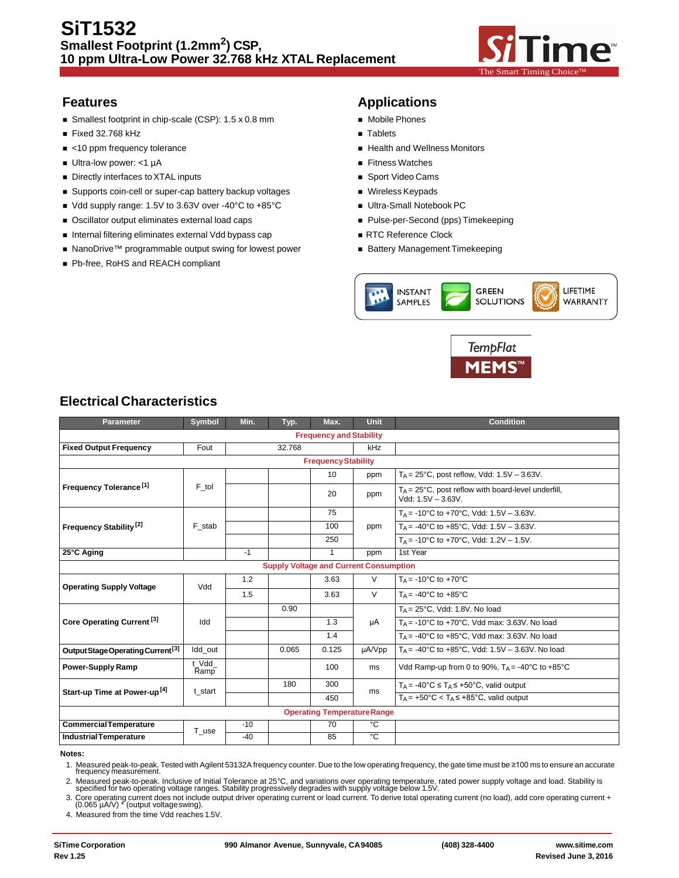# SiT1532

## Smallest Footprint (1.2mm²) CSP, 10 ppm Ultra-Low Power 32.768 kHz XTAL Replacement

## Features

- Smallest footprint in chip-scale (CSP): 1.5 x 0.8 mm
- Fixed 32.768 kHz
- <10 ppm frequency tolerance
- Ultra-low power: <1 µA
- Directly interfaces to XTAL inputs
- Supports coin-cell or super-cap battery backup voltages
- Vdd supply range: 1.5V to 3.63V over -40°C to +85°C
- Oscillator output eliminates external load caps
- Internal filtering eliminates external Vdd bypass cap
- NanoDrive™ programmable output swing for lowest power
- Pb-free, RoHS and REACH compliant

## Applications

- Mobile Phones
- Tablets
- Health and Wellness Monitors
- Fitness Watches
- Sport Video Cams
- Wireless Keypads
- Ultra-Small Notebook PC
- Pulse-per-Second (pps) Timekeeping
- RTC Reference Clock
- Battery Management Timekeeping

INSTANT SAMPLES | GREEN SOLUTIONS | LIFETIME WARRANTY

TempFlat MEMS™

## Electrical Characteristics

| Parameter | Symbol | Min. | Typ. | Max. | Unit | Condition |
|---|---|---|---|---|---|---|
| **Frequency and Stability** | | | | | | |
| **Fixed Output Frequency** | Fout | | 32.768 | | kHz | |
| **Frequency Stability** | | | | | | |
| **Frequency Tolerance** [1] | F_tol | | | 10 | ppm | $T_A$ = 25°C, post reflow, Vdd: 1.5V – 3.63V. |
| | | | | 20 | ppm | $T_A$ = 25°C, post reflow with board-level underfill, Vdd: 1.5V – 3.63V. |
| **Frequency Stability** [2] | F_stab | | | 75 | ppm | $T_A$ = -10°C to +70°C, Vdd: 1.5V – 3.63V. |
| | | | | 100 | | $T_A$ = -40°C to +85°C, Vdd: 1.5V – 3.63V. |
| | | | | 250 | | $T_A$ = -10°C to +70°C, Vdd: 1.2V – 1.5V. |
| **25°C Aging** | | -1 | | 1 | ppm | 1st Year |
| **Supply Voltage and Current Consumption** | | | | | | |
| **Operating Supply Voltage** | Vdd | 1.2 | | 3.63 | V | $T_A$ = -10°C to +70°C |
| | | 1.5 | | 3.63 | V | $T_A$ = -40°C to +85°C |
| **Core Operating Current** [3] | Idd | | 0.90 | | µA | $T_A$ = 25°C, Vdd: 1.8V. No load |
| | | | | 1.3 | | $T_A$ = -10°C to +70°C, Vdd max: 3.63V. No load |
| | | | | 1.4 | | $T_A$ = -40°C to +85°C, Vdd max: 3.63V. No load |
| **Output Stage Operating Current** [3] | Idd_out | | 0.065 | 0.125 | µA/Vpp | $T_A$ = -40°C to +85°C, Vdd: 1.5V – 3.63V. No load |
| **Power-Supply Ramp** | t_Vdd_Ramp | | | 100 | ms | Vdd Ramp-up from 0 to 90%, $T_A$ = -40°C to +85°C |
| **Start-up Time at Power-up** [4] | t_start | | 180 | 300 | ms | $T_A$ = -40°C ≤ $T_A$ ≤ +50°C, valid output |
| | | | | 450 | | $T_A$ = +50°C < $T_A$ ≤ +85°C, valid output |
| **Operating Temperature Range** | | | | | | |
| **Commercial Temperature** | T_use | -10 | | 70 | °C | |
| **Industrial Temperature** | | -40 | | 85 | °C | |

**Notes:**

1. Measured peak-to-peak. Tested with Agilent 53132A frequency counter. Due to the low operating frequency, the gate time must be ≥100 ms to ensure an accurate frequency measurement.
2. Measured peak-to-peak. Inclusive of Initial Tolerance at 25°C, and variations over operating temperature, rated power supply voltage and load. Stability is specified for two operating voltage ranges. Stability progressively degrades with supply voltage below 1.5V.
3. Core operating current does not include output driver operating current or load current. To derive total operating current (no load), add core operating current + (0.065 µA/V) * (output voltage swing).
4. Measured from the time Vdd reaches 1.5V.

**SiTime Corporation** | **990 Almanor Avenue, Sunnyvale, CA 94085** | **(408) 328-4400** | **www.sitime.com**
**Rev 1.25** | **Revised June 3, 2016**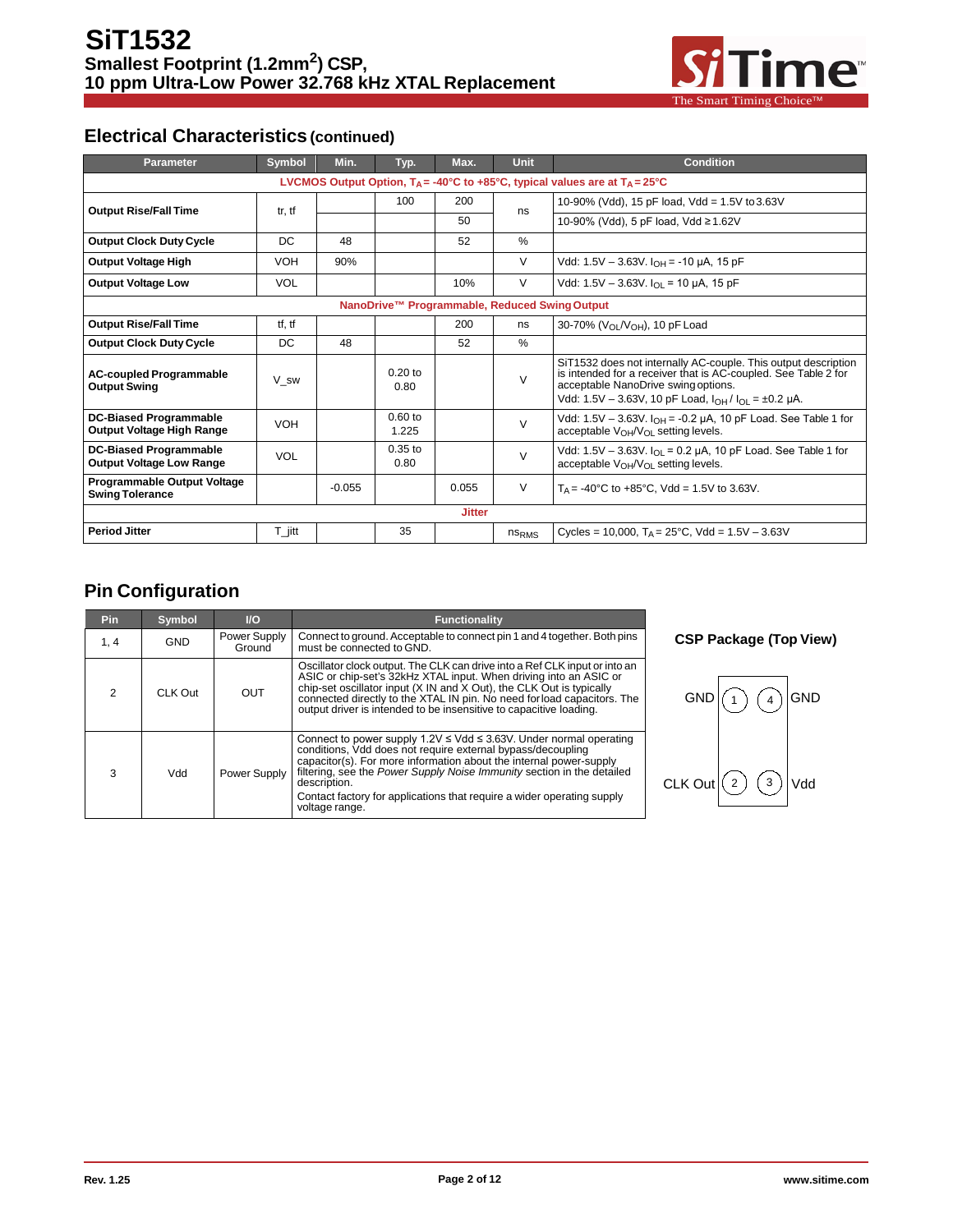## Electrical Characteristics (continued)

| Parameter | Symbol | Min. | Typ. | Max. | Unit | Condition |
|---|---|---|---|---|---|---|
| **LVCMOS Output Option, $T_A$ = -40°C to +85°C, typical values are at $T_A$ = 25°C** | | | | | | |
| **Output Rise/Fall Time** | tr, tf | | 100 | 200 | ns | 10-90% (Vdd), 15 pF load, Vdd = 1.5V to 3.63V |
| | | | | 50 | | 10-90% (Vdd), 5 pF load, Vdd ≥ 1.62V |
| **Output Clock Duty Cycle** | DC | 48 | | 52 | % | |
| **Output Voltage High** | VOH | 90% | | | V | Vdd: 1.5V – 3.63V. $I_{OH}$ = -10 µA, 15 pF |
| **Output Voltage Low** | VOL | | | 10% | V | Vdd: 1.5V – 3.63V. $I_{OL}$ = 10 µA, 15 pF |
| **NanoDrive™ Programmable, Reduced Swing Output** | | | | | | |
| **Output Rise/Fall Time** | tf, tf | | | 200 | ns | 30-70% ($V_{OL}$/$V_{OH}$), 10 pF Load |
| **Output Clock Duty Cycle** | DC | 48 | | 52 | % | |
| **AC-coupled Programmable Output Swing** | V_sw | | 0.20 to 0.80 | | V | SiT1532 does not internally AC-couple. This output description is intended for a receiver that is AC-coupled. See Table 2 for acceptable NanoDrive swing options. Vdd: 1.5V – 3.63V, 10 pF Load, $I_{OH}$ / $I_{OL}$ = ±0.2 µA. |
| **DC-Biased Programmable Output Voltage High Range** | VOH | | 0.60 to 1.225 | | V | Vdd: 1.5V – 3.63V. $I_{OH}$ = -0.2 µA, 10 pF Load. See Table 1 for acceptable $V_{OH}$/$V_{OL}$ setting levels. |
| **DC-Biased Programmable Output Voltage Low Range** | VOL | | 0.35 to 0.80 | | V | Vdd: 1.5V – 3.63V. $I_{OL}$ = 0.2 µA, 10 pF Load. See Table 1 for acceptable $V_{OH}$/$V_{OL}$ setting levels. |
| **Programmable Output Voltage Swing Tolerance** | | -0.055 | | 0.055 | V | $T_A$ = -40°C to +85°C, Vdd = 1.5V to 3.63V. |
| **Jitter** | | | | | | |
| **Period Jitter** | T_jitt | | 35 | | $ns_{RMS}$ | Cycles = 10,000, $T_A$ = 25°C, Vdd = 1.5V – 3.63V |

## Pin Configuration

| Pin | Symbol | I/O | Functionality |
|---|---|---|---|
| 1, 4 | GND | Power Supply Ground | Connect to ground. Acceptable to connect pin 1 and 4 together. Both pins must be connected to GND. |
| 2 | CLK Out | OUT | Oscillator clock output. The CLK can drive into a Ref CLK input or into an ASIC or chip-set's 32kHz XTAL input. When driving into an ASIC or chip-set oscillator input (X IN and X Out), the CLK Out is typically connected directly to the XTAL IN pin. No need for load capacitors. The output driver is intended to be insensitive to capacitive loading. |
| 3 | Vdd | Power Supply | Connect to power supply 1.2V ≤ Vdd ≤ 3.63V. Under normal operating conditions, Vdd does not require external bypass/decoupling capacitor(s). For more information about the internal power-supply filtering, see the *Power Supply Noise Immunity* section in the detailed description. Contact factory for applications that require a wider operating supply voltage range. |

**CSP Package (Top View)**

GND (1) (4) GND

CLK Out (2) (3) Vdd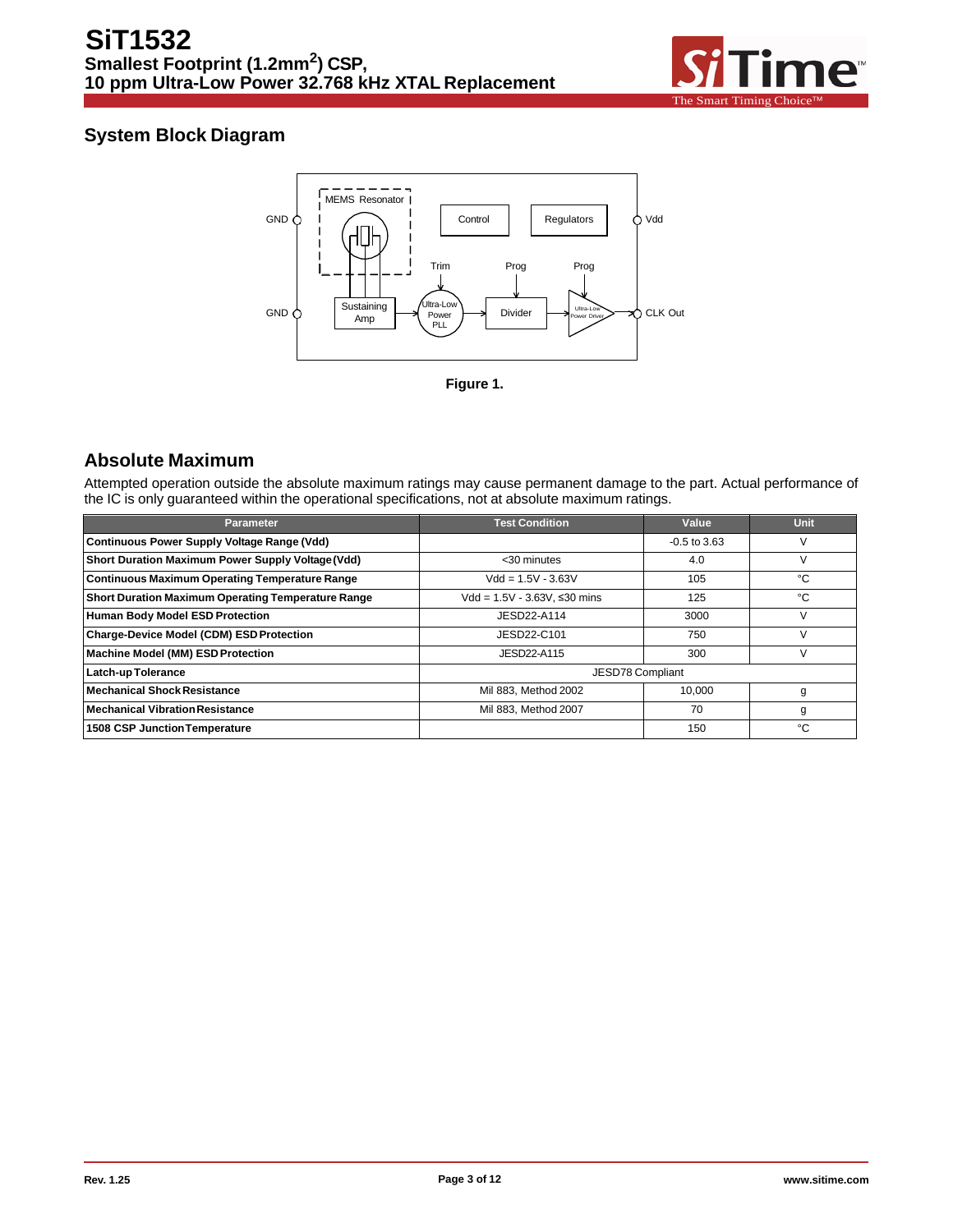## System Block Diagram

Figure 1.

## Absolute Maximum

Attempted operation outside the absolute maximum ratings may cause permanent damage to the part. Actual performance of the IC is only guaranteed within the operational specifications, not at absolute maximum ratings.

| Parameter | Test Condition | Value | Unit |
|---|---|---|---|
| **Continuous Power Supply Voltage Range (Vdd)** | | -0.5 to 3.63 | V |
| **Short Duration Maximum Power Supply Voltage (Vdd)** | <30 minutes | 4.0 | V |
| **Continuous Maximum Operating Temperature Range** | Vdd = 1.5V - 3.63V | 105 | °C |
| **Short Duration Maximum Operating Temperature Range** | Vdd = 1.5V - 3.63V, ≤30 mins | 125 | °C |
| **Human Body Model ESD Protection** | JESD22-A114 | 3000 | V |
| **Charge-Device Model (CDM) ESD Protection** | JESD22-C101 | 750 | V |
| **Machine Model (MM) ESD Protection** | JESD22-A115 | 300 | V |
| **Latch-up Tolerance** | JESD78 Compliant | | |
| **Mechanical Shock Resistance** | Mil 883, Method 2002 | 10,000 | g |
| **Mechanical Vibration Resistance** | Mil 883, Method 2007 | 70 | g |
| **1508 CSP Junction Temperature** | | 150 | °C |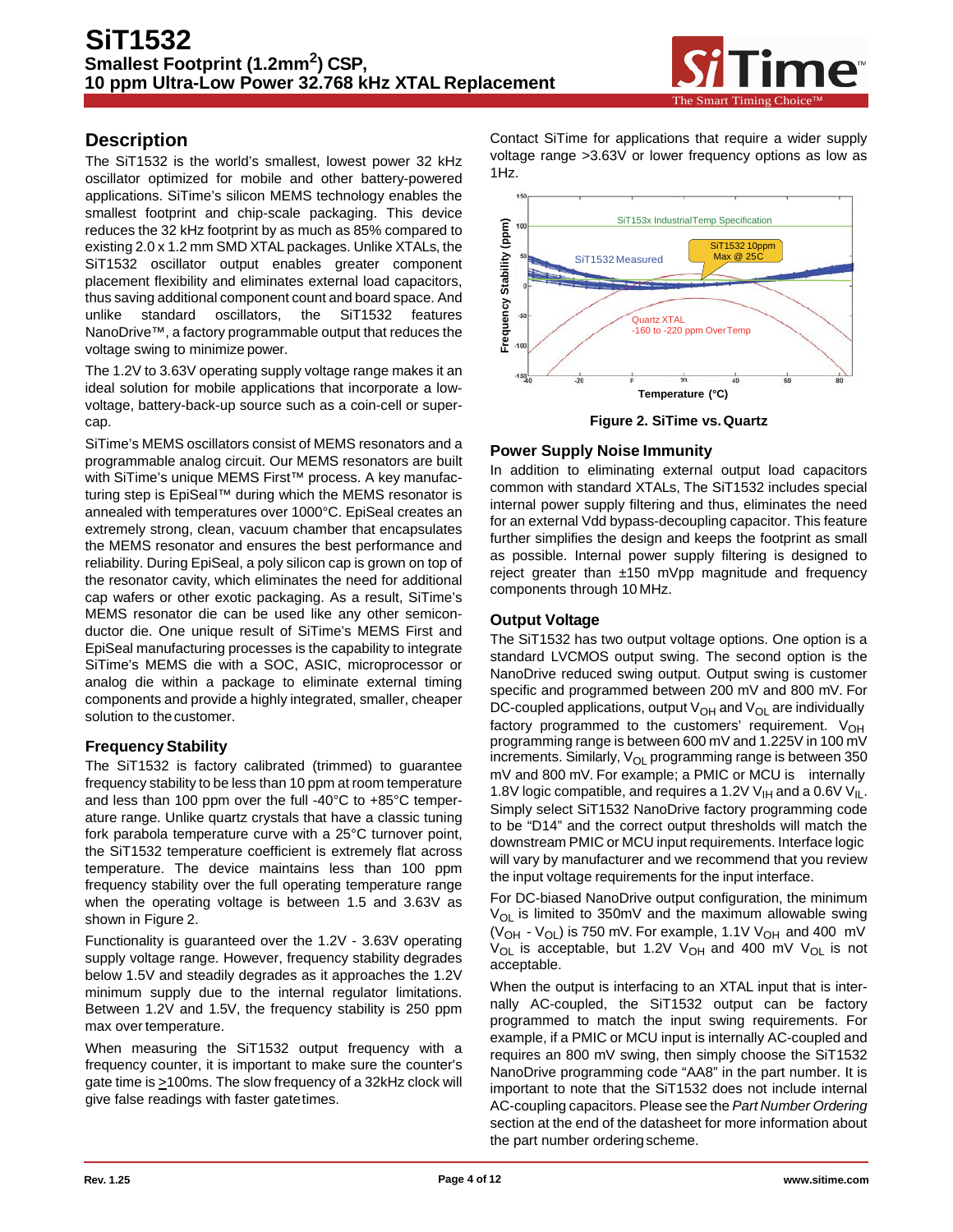## Description

The SiT1532 is the world's smallest, lowest power 32 kHz oscillator optimized for mobile and other battery-powered applications. SiTime's silicon MEMS technology enables the smallest footprint and chip-scale packaging. This device reduces the 32 kHz footprint by as much as 85% compared to existing 2.0 x 1.2 mm SMD XTAL packages. Unlike XTALs, the SiT1532 oscillator output enables greater component placement flexibility and eliminates external load capacitors, thus saving additional component count and board space. And unlike standard oscillators, the SiT1532 features NanoDrive™, a factory programmable output that reduces the voltage swing to minimize power.

The 1.2V to 3.63V operating supply voltage range makes it an ideal solution for mobile applications that incorporate a low-voltage, battery-back-up source such as a coin-cell or super-cap.

SiTime's MEMS oscillators consist of MEMS resonators and a programmable analog circuit. Our MEMS resonators are built with SiTime's unique MEMS First™ process. A key manufacturing step is EpiSeal™ during which the MEMS resonator is annealed with temperatures over 1000°C. EpiSeal creates an extremely strong, clean, vacuum chamber that encapsulates the MEMS resonator and ensures the best performance and reliability. During EpiSeal, a poly silicon cap is grown on top of the resonator cavity, which eliminates the need for additional cap wafers or other exotic packaging. As a result, SiTime's MEMS resonator die can be used like any other semiconductor die. One unique result of SiTime's MEMS First and EpiSeal manufacturing processes is the capability to integrate SiTime's MEMS die with a SOC, ASIC, microprocessor or analog die within a package to eliminate external timing components and provide a highly integrated, smaller, cheaper solution to the customer.

### Frequency Stability

The SiT1532 is factory calibrated (trimmed) to guarantee frequency stability to be less than 10 ppm at room temperature and less than 100 ppm over the full -40°C to +85°C temperature range. Unlike quartz crystals that have a classic tuning fork parabola temperature curve with a 25°C turnover point, the SiT1532 temperature coefficient is extremely flat across temperature. The device maintains less than 100 ppm frequency stability over the full operating temperature range when the operating voltage is between 1.5 and 3.63V as shown in Figure 2.

Functionality is guaranteed over the 1.2V - 3.63V operating supply voltage range. However, frequency stability degrades below 1.5V and steadily degrades as it approaches the 1.2V minimum supply due to the internal regulator limitations. Between 1.2V and 1.5V, the frequency stability is 250 ppm max over temperature.

When measuring the SiT1532 output frequency with a frequency counter, it is important to make sure the counter's gate time is ≥100ms. The slow frequency of a 32kHz clock will give false readings with faster gate times.

Contact SiTime for applications that require a wider supply voltage range >3.63V or lower frequency options as low as 1Hz.

**Figure 2. SiTime vs. Quartz**

### Power Supply Noise Immunity

In addition to eliminating external output load capacitors common with standard XTALs, The SiT1532 includes special internal power supply filtering and thus, eliminates the need for an external Vdd bypass-decoupling capacitor. This feature further simplifies the design and keeps the footprint as small as possible. Internal power supply filtering is designed to reject greater than ±150 mVpp magnitude and frequency components through 10 MHz.

### Output Voltage

The SiT1532 has two output voltage options. One option is a standard LVCMOS output swing. The second option is the NanoDrive reduced swing output. Output swing is customer specific and programmed between 200 mV and 800 mV. For DC-coupled applications, output $V_{OH}$ and $V_{OL}$ are individually factory programmed to the customers' requirement. $V_{OH}$ programming range is between 600 mV and 1.225V in 100 mV increments. Similarly, $V_{OL}$ programming range is between 350 mV and 800 mV. For example; a PMIC or MCU is internally 1.8V logic compatible, and requires a 1.2V $V_{IH}$ and a 0.6V $V_{IL}$. Simply select SiT1532 NanoDrive factory programming code to be "D14" and the correct output thresholds will match the downstream PMIC or MCU input requirements. Interface logic will vary by manufacturer and we recommend that you review the input voltage requirements for the input interface.

For DC-biased NanoDrive output configuration, the minimum $V_{OL}$ is limited to 350mV and the maximum allowable swing ($V_{OH}$ - $V_{OL}$) is 750 mV. For example, 1.1V $V_{OH}$ and 400 mV $V_{OL}$ is acceptable, but 1.2V $V_{OH}$ and 400 mV $V_{OL}$ is not acceptable.

When the output is interfacing to an XTAL input that is internally AC-coupled, the SiT1532 output can be factory programmed to match the input swing requirements. For example, if a PMIC or MCU input is internally AC-coupled and requires an 800 mV swing, then simply choose the SiT1532 NanoDrive programming code "AA8" in the part number. It is important to note that the SiT1532 does not include internal AC-coupling capacitors. Please see the *Part Number Ordering* section at the end of the datasheet for more information about the part number ordering scheme.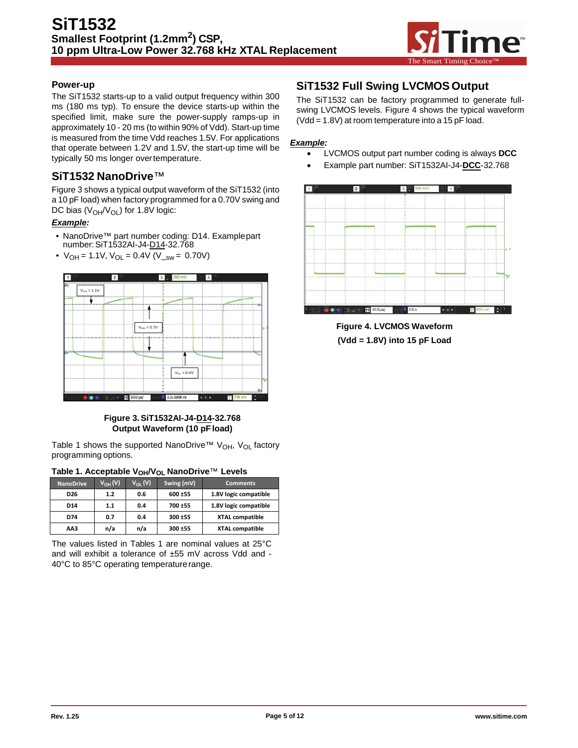## Power-up

The SiT1532 starts-up to a valid output frequency within 300 ms (180 ms typ). To ensure the device starts-up within the specified limit, make sure the power-supply ramps-up in approximately 10 - 20 ms (to within 90% of Vdd). Start-up time is measured from the time Vdd reaches 1.5V. For applications that operate between 1.2V and 1.5V, the start-up time will be typically 50 ms longer over temperature.

## SiT1532 NanoDrive™

Figure 3 shows a typical output waveform of the SiT1532 (into a 10 pF load) when factory programmed for a 0.70V swing and DC bias ($V_{OH}/V_{OL}$) for 1.8V logic:

***Example:***

- NanoDrive™ part number coding: D14. Example part number: SiT1532AI-J4-D14-32.768
- $V_{OH}$ = 1.1V, $V_{OL}$ = 0.4V ($V_{\_sw}$ = 0.70V)

**Figure 3. SiT1532AI-J4-D14-32.768 Output Waveform (10 pF load)**

Table 1 shows the supported NanoDrive™ $V_{OH}$, $V_{OL}$ factory programming options.

**Table 1. Acceptable $V_{OH}/V_{OL}$ NanoDrive™ Levels**

| NanoDrive | $V_{OH}$ (V) | $V_{OL}$ (V) | Swing (mV) | Comments |
|---|---|---|---|---|
| D26 | 1.2 | 0.6 | 600 ±55 | 1.8V logic compatible |
| D14 | 1.1 | 0.4 | 700 ±55 | 1.8V logic compatible |
| D74 | 0.7 | 0.4 | 300 ±55 | XTAL compatible |
| AA3 | n/a | n/a | 300 ±55 | XTAL compatible |

The values listed in Tables 1 are nominal values at 25°C and will exhibit a tolerance of ±55 mV across Vdd and -40°C to 85°C operating temperature range.

## SiT1532 Full Swing LVCMOS Output

The SiT1532 can be factory programmed to generate full-swing LVCMOS levels. Figure 4 shows the typical waveform (Vdd = 1.8V) at room temperature into a 15 pF load.

***Example:***

- LVCMOS output part number coding is always **DCC**
- Example part number: SiT1532AI-J4-**DCC**-32.768

**Figure 4. LVCMOS Waveform (Vdd = 1.8V) into 15 pF Load**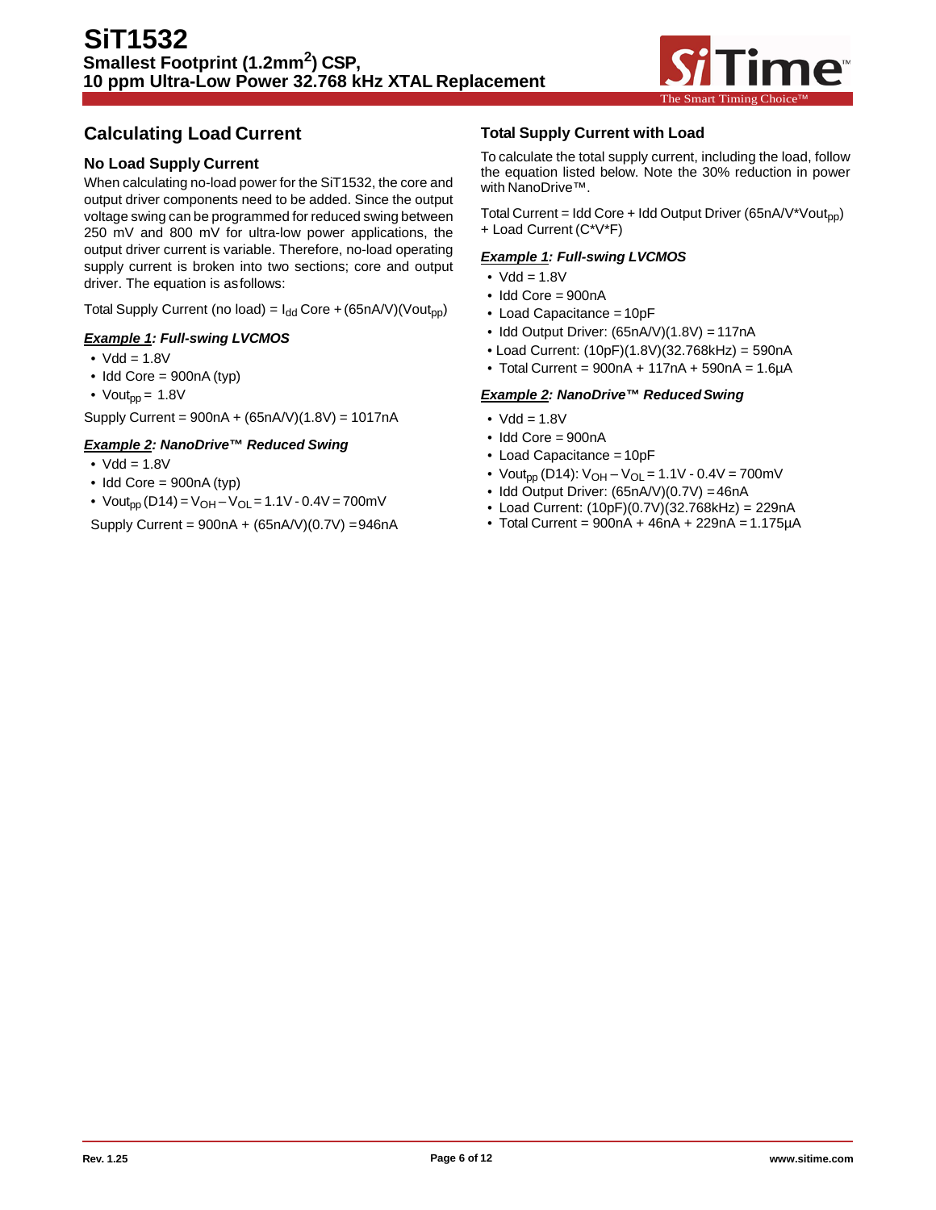## Calculating Load Current

### No Load Supply Current

When calculating no-load power for the SiT1532, the core and output driver components need to be added. Since the output voltage swing can be programmed for reduced swing between 250 mV and 800 mV for ultra-low power applications, the output driver current is variable. Therefore, no-load operating supply current is broken into two sections; core and output driver. The equation is as follows:

Total Supply Current (no load) = $I_{dd}$ Core + (65nA/V)($Vout_{pp}$)

***Example 1**: Full-swing LVCMOS*

- Vdd = 1.8V
- Idd Core = 900nA (typ)
- $Vout_{pp}$ = 1.8V

Supply Current = 900nA + (65nA/V)(1.8V) = 1017nA

***Example 2**: NanoDrive™ Reduced Swing*

- Vdd = 1.8V
- Idd Core = 900nA (typ)
- $Vout_{pp}$ (D14) = $V_{OH}$ – $V_{OL}$ = 1.1V - 0.4V = 700mV

Supply Current = 900nA + (65nA/V)(0.7V) = 946nA

### Total Supply Current with Load

To calculate the total supply current, including the load, follow the equation listed below. Note the 30% reduction in power with NanoDrive™.

Total Current = Idd Core + Idd Output Driver (65nA/V*$Vout_{pp}$) + Load Current (C*V*F)

***Example 1**: Full-swing LVCMOS*

- Vdd = 1.8V
- Idd Core = 900nA
- Load Capacitance = 10pF
- Idd Output Driver: (65nA/V)(1.8V) = 117nA
- Load Current: (10pF)(1.8V)(32.768kHz) = 590nA
- Total Current = 900nA + 117nA + 590nA = 1.6µA

***Example 2**: NanoDrive™ Reduced Swing*

- Vdd = 1.8V
- Idd Core = 900nA
- Load Capacitance = 10pF
- $Vout_{pp}$ (D14): $V_{OH}$ – $V_{OL}$ = 1.1V - 0.4V = 700mV
- Idd Output Driver: (65nA/V)(0.7V) = 46nA
- Load Current: (10pF)(0.7V)(32.768kHz) = 229nA
- Total Current = 900nA + 46nA + 229nA = 1.175µA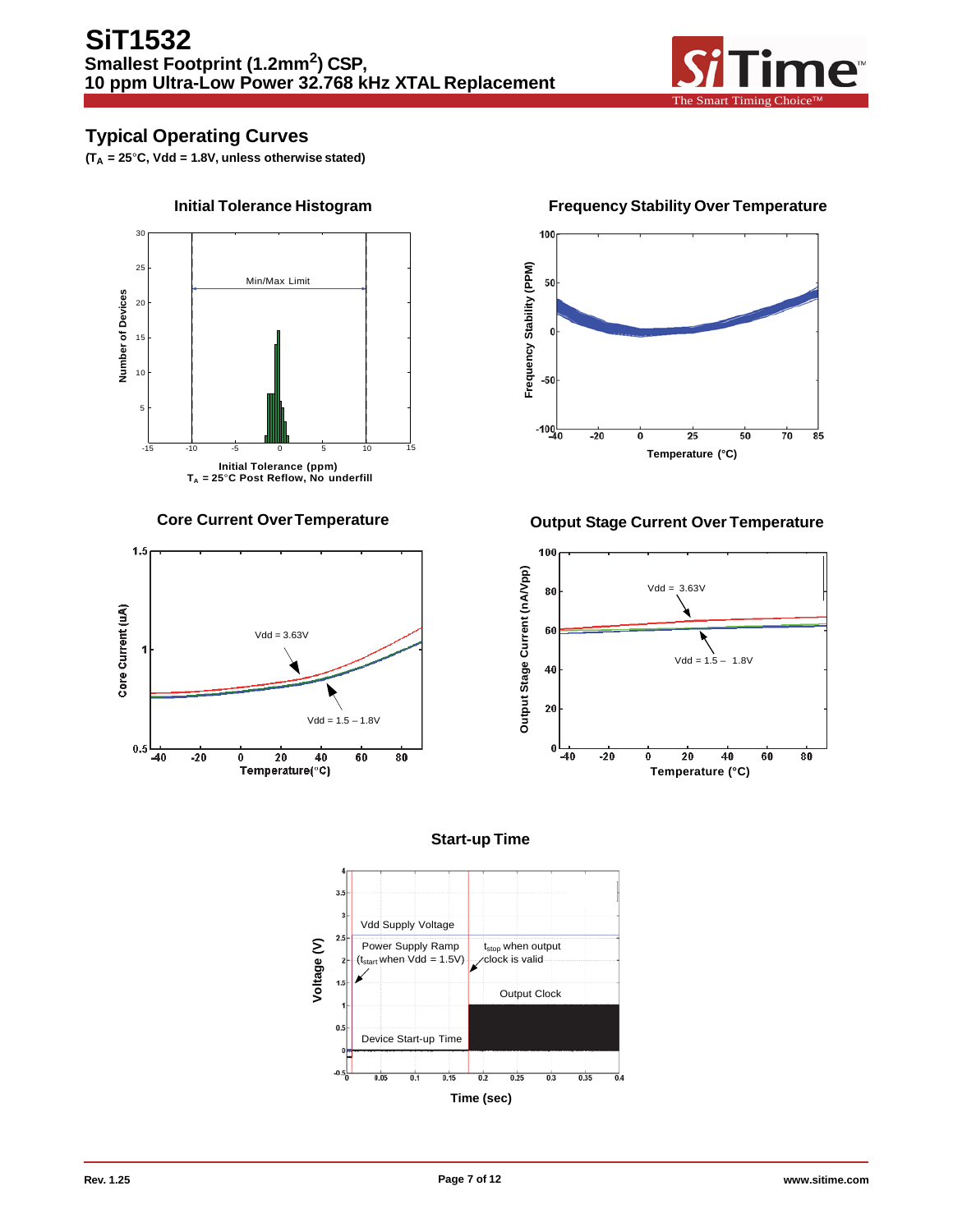## Typical Operating Curves

**($T_A$ = 25°C, Vdd = 1.8V, unless otherwise stated)**

**Initial Tolerance Histogram**

Min/Max Limit

Number of Devices

**Initial Tolerance (ppm)**
**$T_A$ = 25°C Post Reflow, No underfill**

**Frequency Stability Over Temperature**

**Frequency Stability (PPM)**

**Temperature (°C)**

**Core Current Over Temperature**

Vdd = 3.63V

Vdd = 1.5 – 1.8V

**Core Current (uA)**

**Temperature(°C)**

**Output Stage Current Over Temperature**

Vdd = 3.63V

Vdd = 1.5 – 1.8V

**Output Stage Current (nA/Vpp)**

**Temperature (°C)**

**Start-up Time**

Vdd Supply Voltage

Power Supply Ramp ($t_{start}$ when Vdd = 1.5V)

$t_{stop}$ when output clock is valid

Output Clock

Device Start-up Time

**Voltage (V)**

**Time (sec)**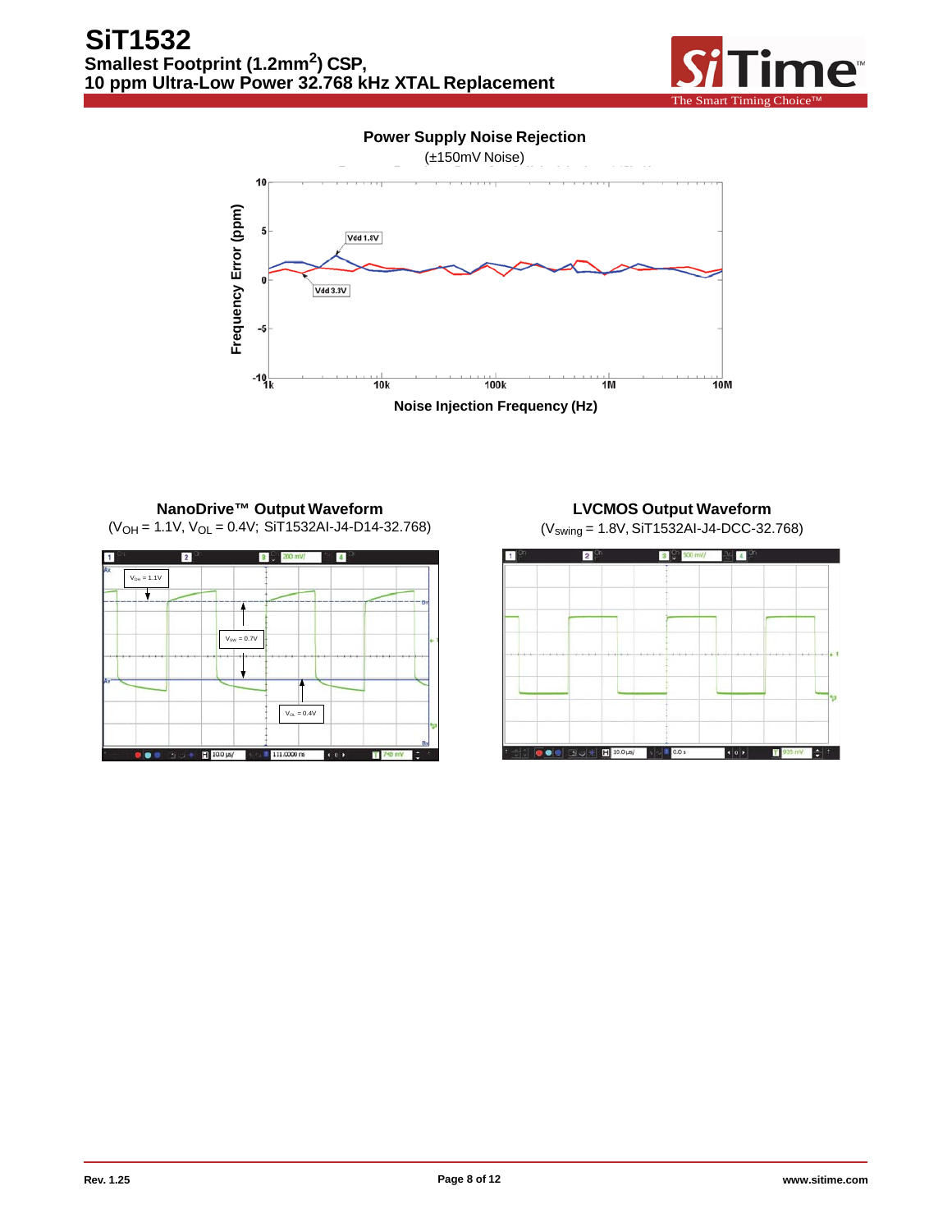**Power Supply Noise Rejection**

(±150mV Noise)

**NanoDrive™ Output Waveform**

($V_{OH}$ = 1.1V, $V_{OL}$ = 0.4V; SiT1532AI-J4-D14-32.768)

**LVCMOS Output Waveform**

($V_{swing}$ = 1.8V, SiT1532AI-J4-DCC-32.768)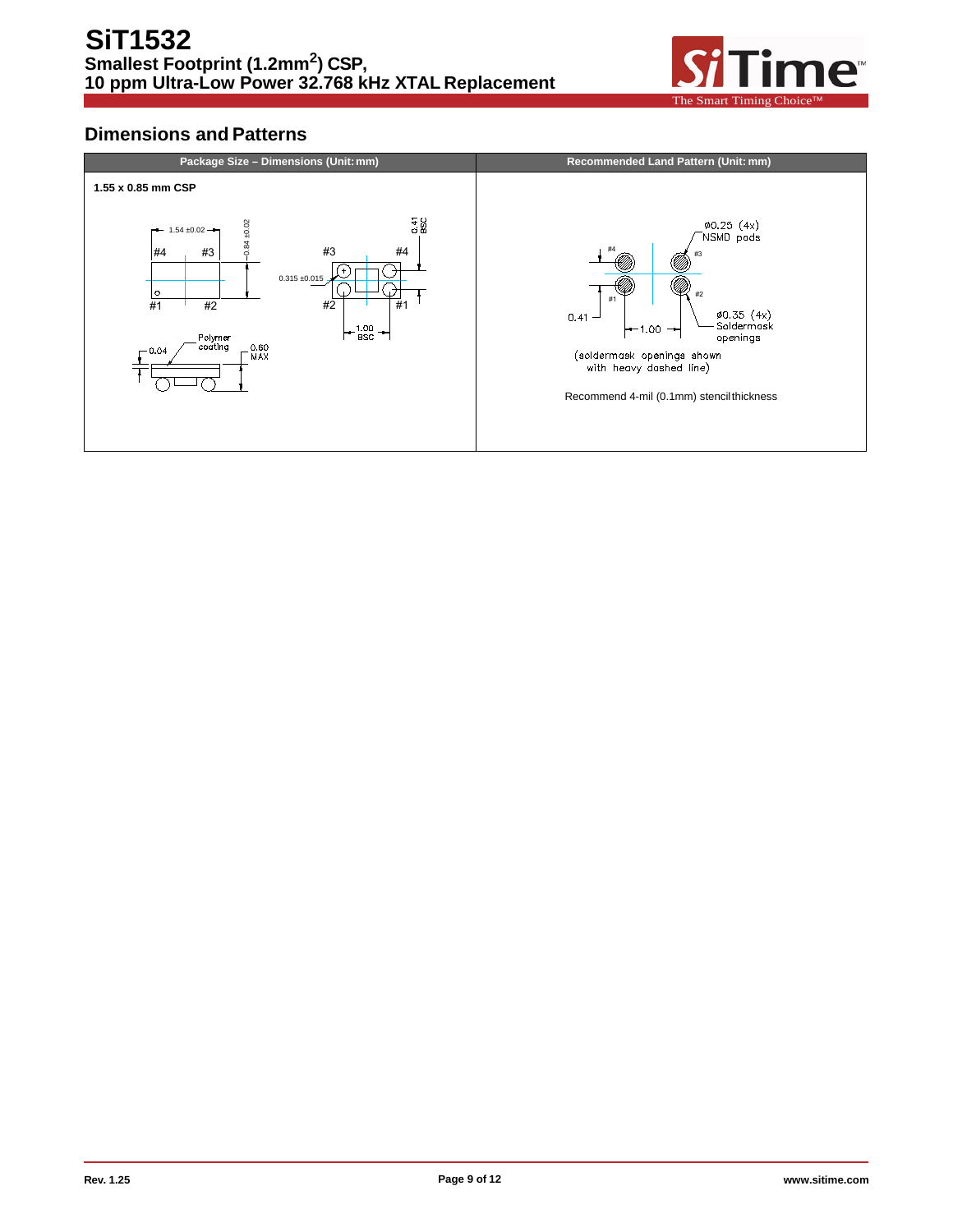## Dimensions and Patterns

| Package Size – Dimensions (Unit: mm) | Recommended Land Pattern (Unit: mm) |
|---|---|
| **1.55 x 0.85 mm CSP** | Recommend 4-mil (0.1mm) stencil thickness |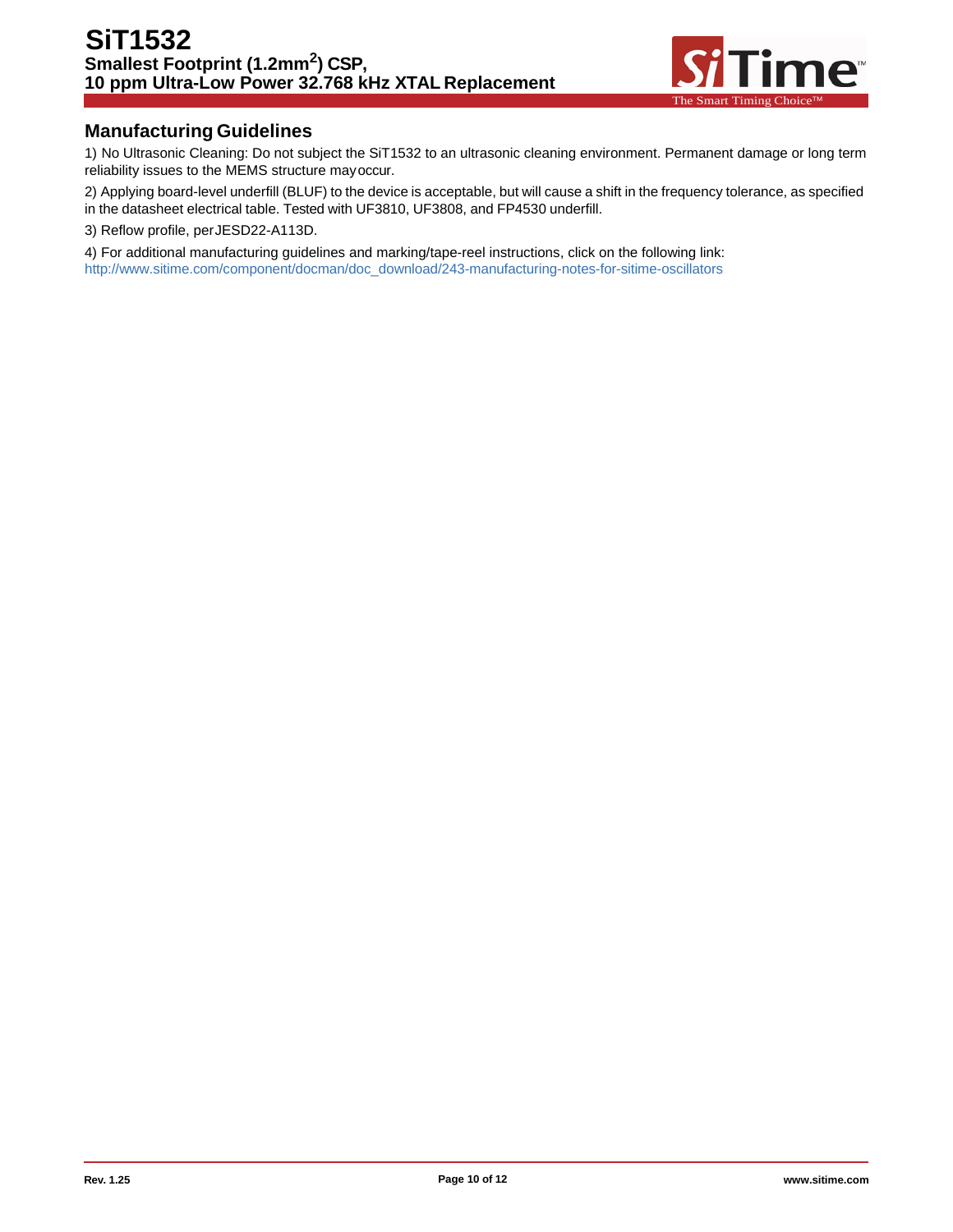## Manufacturing Guidelines

1) No Ultrasonic Cleaning: Do not subject the SiT1532 to an ultrasonic cleaning environment. Permanent damage or long term reliability issues to the MEMS structure may occur.

2) Applying board-level underfill (BLUF) to the device is acceptable, but will cause a shift in the frequency tolerance, as specified in the datasheet electrical table. Tested with UF3810, UF3808, and FP4530 underfill.

3) Reflow profile, per JESD22-A113D.

4) For additional manufacturing guidelines and marking/tape-reel instructions, click on the following link:
http://www.sitime.com/component/docman/doc_download/243-manufacturing-notes-for-sitime-oscillators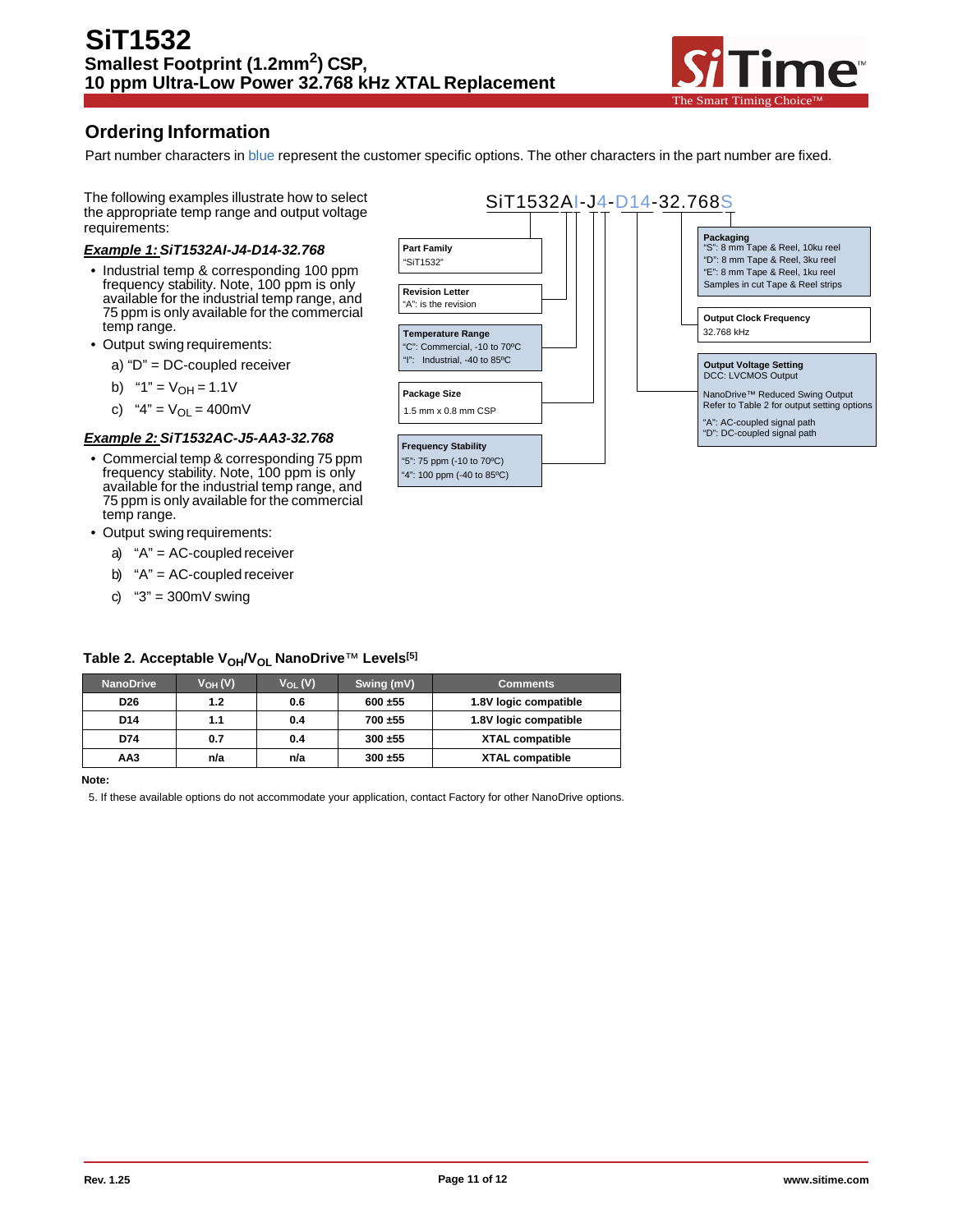## Ordering Information

Part number characters in blue represent the customer specific options. The other characters in the part number are fixed.

The following examples illustrate how to select the appropriate temp range and output voltage requirements:

***Example 1:** SiT1532AI-J4-D14-32.768*

- Industrial temp & corresponding 100 ppm frequency stability. Note, 100 ppm is only available for the industrial temp range, and 75 ppm is only available for the commercial temp range.
- Output swing requirements:
  - a) "D" = DC-coupled receiver
  - b) "1" = $V_{OH}$ = 1.1V
  - c) "4" = $V_{OL}$ = 400mV

***Example 2:** SiT1532AC-J5-AA3-32.768*

- Commercial temp & corresponding 75 ppm frequency stability. Note, 100 ppm is only available for the industrial temp range, and 75 ppm is only available for the commercial temp range.
- Output swing requirements:
  - a) "A" = AC-coupled receiver
  - b) "A" = AC-coupled receiver
  - c) "3" = 300mV swing

**SiT1532AI-J4-D14-32.768S**

**Part Family**
"SiT1532"

**Revision Letter**
"A": is the revision

**Temperature Range**
"C": Commercial, -10 to 70ºC
"I": Industrial, -40 to 85ºC

**Package Size**
1.5 mm x 0.8 mm CSP

**Frequency Stability**
"5": 75 ppm (-10 to 70ºC)
"4": 100 ppm (-40 to 85ºC)

**Packaging**
"S": 8 mm Tape & Reel, 10ku reel
"D": 8 mm Tape & Reel, 3ku reel
"E": 8 mm Tape & Reel, 1ku reel
Samples in cut Tape & Reel strips

**Output Clock Frequency**
32.768 kHz

**Output Voltage Setting**
DCC: LVCMOS Output

NanoDrive™ Reduced Swing Output
Refer to Table 2 for output setting options

"A": AC-coupled signal path
"D": DC-coupled signal path

**Table 2. Acceptable $V_{OH}$/$V_{OL}$ NanoDrive™ Levels[5]**

| NanoDrive | $V_{OH}$ (V) | $V_{OL}$ (V) | Swing (mV) | Comments |
|---|---|---|---|---|
| D26 | 1.2 | 0.6 | 600 ±55 | 1.8V logic compatible |
| D14 | 1.1 | 0.4 | 700 ±55 | 1.8V logic compatible |
| D74 | 0.7 | 0.4 | 300 ±55 | XTAL compatible |
| AA3 | n/a | n/a | 300 ±55 | XTAL compatible |

**Note:**

5. If these available options do not accommodate your application, contact Factory for other NanoDrive options.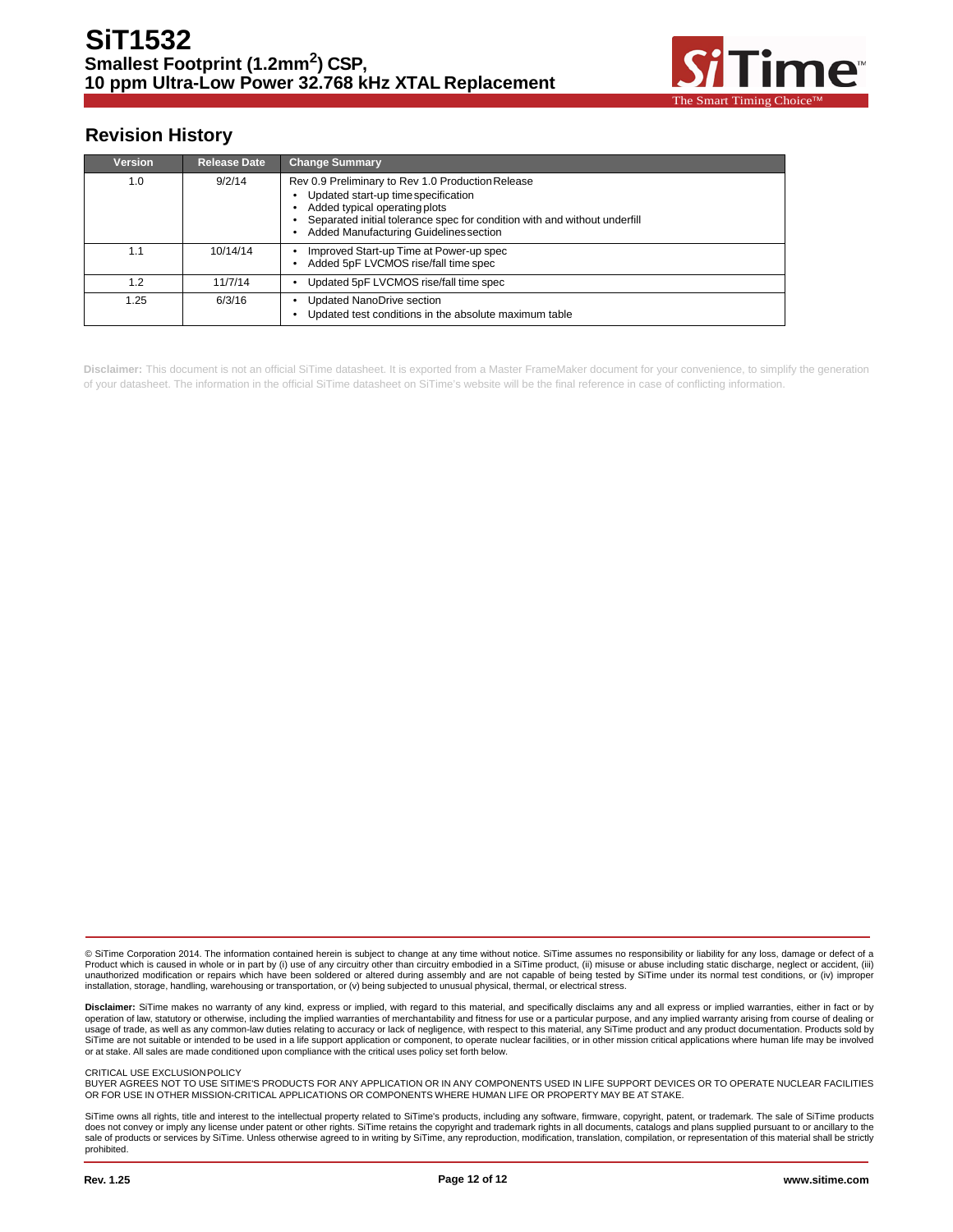## Revision History

| Version | Release Date | Change Summary |
|---|---|---|
| 1.0 | 9/2/14 | Rev 0.9 Preliminary to Rev 1.0 Production Release<br>• Updated start-up time specification<br>• Added typical operating plots<br>• Separated initial tolerance spec for condition with and without underfill<br>• Added Manufacturing Guidelines section |
| 1.1 | 10/14/14 | • Improved Start-up Time at Power-up spec<br>• Added 5pF LVCMOS rise/fall time spec |
| 1.2 | 11/7/14 | • Updated 5pF LVCMOS rise/fall time spec |
| 1.25 | 6/3/16 | • Updated NanoDrive section<br>• Updated test conditions in the absolute maximum table |

**Disclaimer:** This document is not an official SiTime datasheet. It is exported from a Master FrameMaker document for your convenience, to simplify the generation of your datasheet. The information in the official SiTime datasheet on SiTime's website will be the final reference in case of conflicting information.

© SiTime Corporation 2014. The information contained herein is subject to change at any time without notice. SiTime assumes no responsibility or liability for any loss, damage or defect of a Product which is caused in whole or in part by (i) use of any circuitry other than circuitry embodied in a SiTime product, (ii) misuse or abuse including static discharge, neglect or accident, (iii) unauthorized modification or repairs which have been soldered or altered during assembly and are not capable of being tested by SiTime under its normal test conditions, or (iv) improper installation, storage, handling, warehousing or transportation, or (v) being subjected to unusual physical, thermal, or electrical stress.

**Disclaimer:** SiTime makes no warranty of any kind, express or implied, with regard to this material, and specifically disclaims any and all express or implied warranties, either in fact or by operation of law, statutory or otherwise, including the implied warranties of merchantability and fitness for use or a particular purpose, and any implied warranty arising from course of dealing or usage of trade, as well as any common-law duties relating to accuracy or lack of negligence, with respect to this material, any SiTime product and any product documentation. Products sold by SiTime are not suitable or intended to be used in a life support application or component, to operate nuclear facilities, or in other mission critical applications where human life may be involved or at stake. All sales are made conditioned upon compliance with the critical uses policy set forth below.

CRITICAL USE EXCLUSION POLICY
BUYER AGREES NOT TO USE SITIME'S PRODUCTS FOR ANY APPLICATION OR IN ANY COMPONENTS USED IN LIFE SUPPORT DEVICES OR TO OPERATE NUCLEAR FACILITIES OR FOR USE IN OTHER MISSION-CRITICAL APPLICATIONS OR COMPONENTS WHERE HUMAN LIFE OR PROPERTY MAY BE AT STAKE.

SiTime owns all rights, title and interest to the intellectual property related to SiTime's products, including any software, firmware, copyright, patent, or trademark. The sale of SiTime products does not convey or imply any license under patent or other rights. SiTime retains the copyright and trademark rights in all documents, catalogs and plans supplied pursuant to or ancillary to the sale of products or services by SiTime. Unless otherwise agreed to in writing by SiTime, any reproduction, modification, translation, compilation, or representation of this material shall be strictly prohibited.